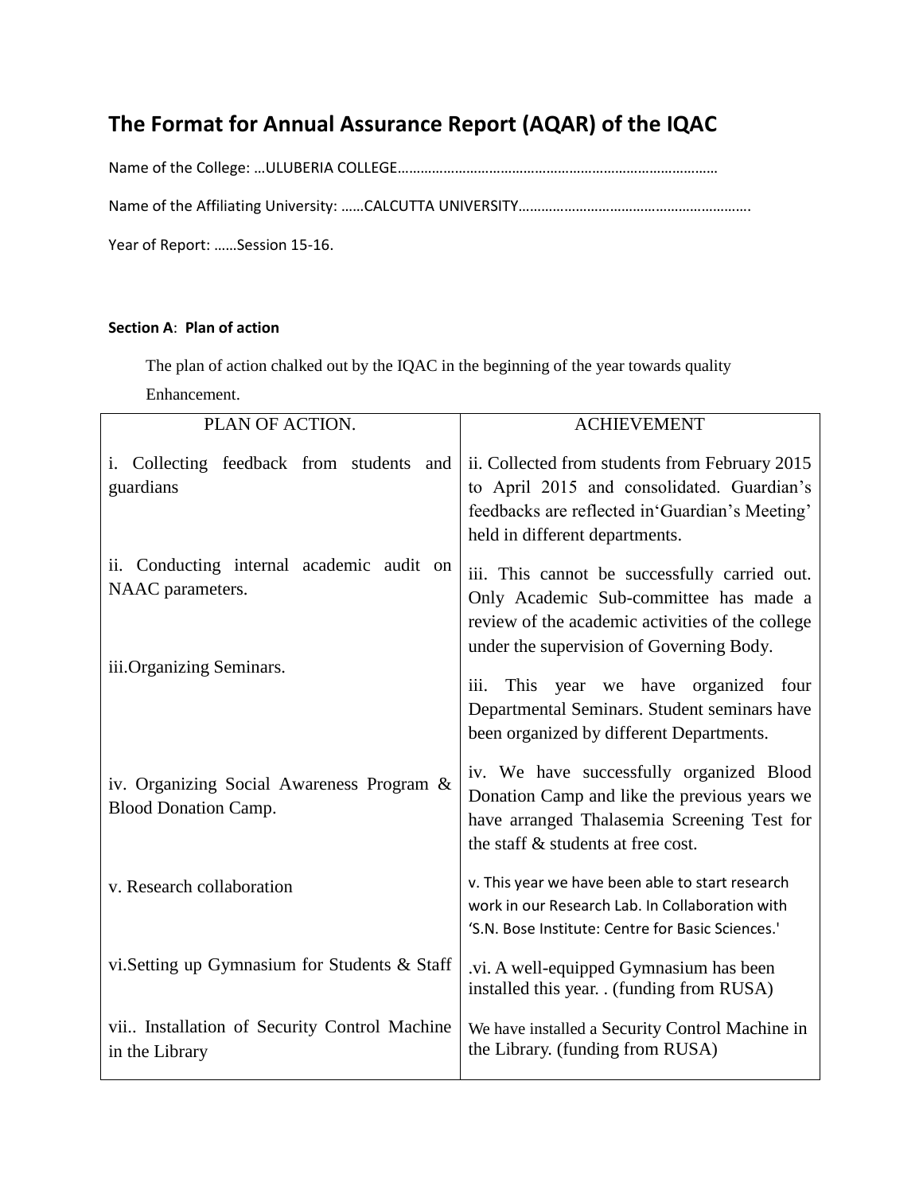# The Format for Annual Assurance Report (AQAR) of the IQAC

Name of the College: …ULUBERIA COLLEGE…………………………………………………………………………

Name of the Affiliating University: ……CALCUTTA UNIVERSITY…………………………………………………….

Year of Report: ……Session 15-16.

**Section A**: **Plan of action**

The plan of action chalked out by the IQAC in the beginning of the year towards quality Enhancement.

| PLAN OF ACTION. | ACHIEVEMENT |
|---|---|
| i. Collecting feedback from students and guardians | ii. Collected from students from February 2015 to April 2015 and consolidated. Guardian's feedbacks are reflected in'Guardian's Meeting' held in different departments. |
| ii. Conducting internal academic audit on NAAC parameters. | iii. This cannot be successfully carried out. Only Academic Sub-committee has made a review of the academic activities of the college under the supervision of Governing Body. |
| iii.Organizing Seminars. | iii. This year we have organized four Departmental Seminars. Student seminars have been organized by different Departments. |
| iv. Organizing Social Awareness Program & Blood Donation Camp. | iv. We have successfully organized Blood Donation Camp and like the previous years we have arranged Thalasemia Screening Test for the staff & students at free cost. |
| v. Research collaboration | v. This year we have been able to start research work in our Research Lab. In Collaboration with 'S.N. Bose Institute: Centre for Basic Sciences.' |
| vi.Setting up Gymnasium for Students & Staff | .vi. A well-equipped Gymnasium has been installed this year. . (funding from RUSA) |
| vii.. Installation of Security Control Machine in the Library | We have installed a Security Control Machine in the Library. (funding from RUSA) |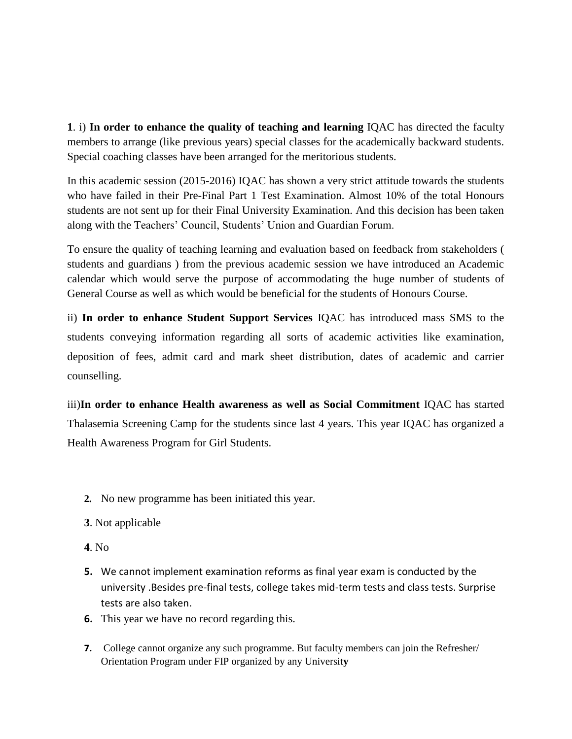**1**. i) **In order to enhance the quality of teaching and learning** IQAC has directed the faculty members to arrange (like previous years) special classes for the academically backward students. Special coaching classes have been arranged for the meritorious students.

In this academic session (2015-2016) IQAC has shown a very strict attitude towards the students who have failed in their Pre-Final Part 1 Test Examination. Almost 10% of the total Honours students are not sent up for their Final University Examination. And this decision has been taken along with the Teachers' Council, Students' Union and Guardian Forum.

To ensure the quality of teaching learning and evaluation based on feedback from stakeholders ( students and guardians ) from the previous academic session we have introduced an Academic calendar which would serve the purpose of accommodating the huge number of students of General Course as well as which would be beneficial for the students of Honours Course.

ii) **In order to enhance Student Support Services** IQAC has introduced mass SMS to the students conveying information regarding all sorts of academic activities like examination, deposition of fees, admit card and mark sheet distribution, dates of academic and carrier counselling.

iii)**In order to enhance Health awareness as well as Social Commitment** IQAC has started Thalasemia Screening Camp for the students since last 4 years. This year IQAC has organized a Health Awareness Program for Girl Students.

**2.** No new programme has been initiated this year.

**3**. Not applicable

**4**. No

**5.** We cannot implement examination reforms as final year exam is conducted by the university .Besides pre-final tests, college takes mid-term tests and class tests. Surprise tests are also taken.

**6.** This year we have no record regarding this.

**7.** College cannot organize any such programme. But faculty members can join the Refresher/ Orientation Program under FIP organized by any Universit**y**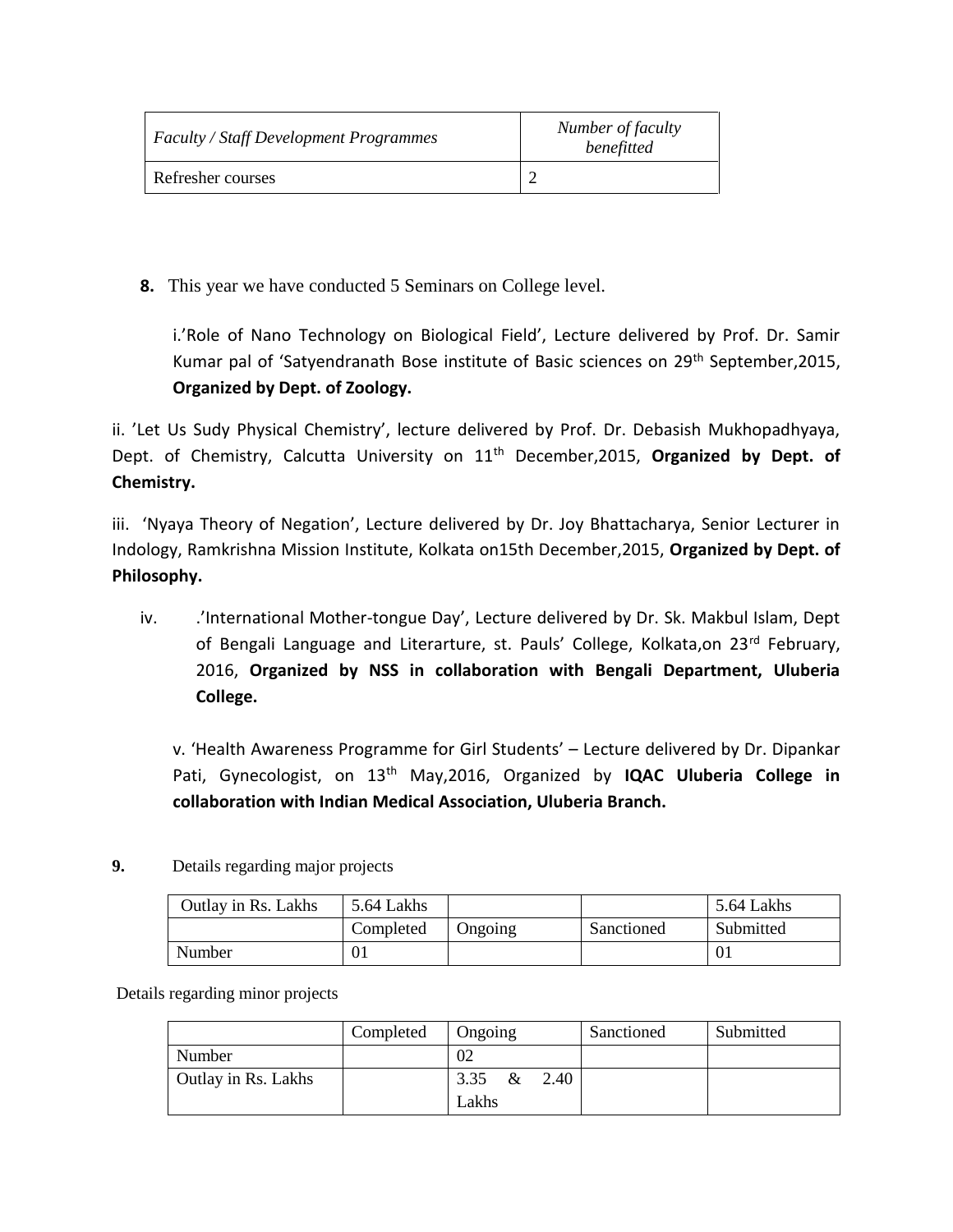| *Faculty / Staff Development Programmes* | *Number of faculty benefitted* |
|---|---|
| Refresher courses | 2 |

**8.** This year we have conducted 5 Seminars on College level.

i.'Role of Nano Technology on Biological Field', Lecture delivered by Prof. Dr. Samir Kumar pal of 'Satyendranath Bose institute of Basic sciences on 29th September,2015, **Organized by Dept. of Zoology.**

ii. 'Let Us Sudy Physical Chemistry', lecture delivered by Prof. Dr. Debasish Mukhopadhyaya, Dept. of Chemistry, Calcutta University on 11th December,2015, **Organized by Dept. of Chemistry.**

iii. 'Nyaya Theory of Negation', Lecture delivered by Dr. Joy Bhattacharya, Senior Lecturer in Indology, Ramkrishna Mission Institute, Kolkata on15th December,2015, **Organized by Dept. of Philosophy.**

iv. .'International Mother-tongue Day', Lecture delivered by Dr. Sk. Makbul Islam, Dept of Bengali Language and Literarture, st. Pauls' College, Kolkata,on 23rd February, 2016, **Organized by NSS in collaboration with Bengali Department, Uluberia College.**

v. 'Health Awareness Programme for Girl Students' – Lecture delivered by Dr. Dipankar Pati, Gynecologist, on 13th May,2016, Organized by **IQAC Uluberia College in collaboration with Indian Medical Association, Uluberia Branch.**

**9.** Details regarding major projects

| Outlay in Rs. Lakhs | 5.64 Lakhs | | | 5.64 Lakhs |
|---|---|---|---|---|
| | Completed | Ongoing | Sanctioned | Submitted |
| Number | 01 | | | 01 |

Details regarding minor projects

| | Completed | Ongoing | Sanctioned | Submitted |
|---|---|---|---|---|
| Number | | 02 | | |
| Outlay in Rs. Lakhs | | 3.35 & 2.40 Lakhs | | |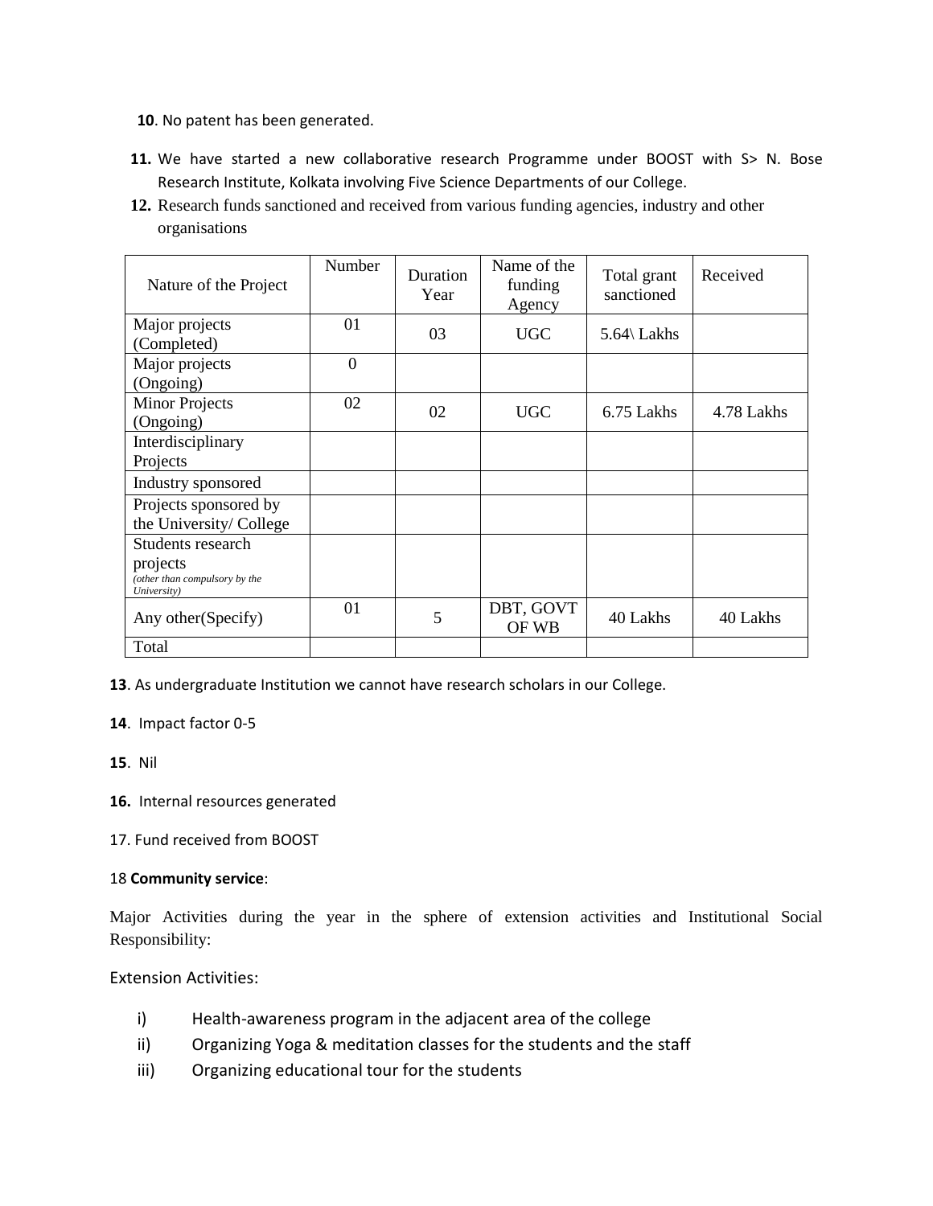**10**. No patent has been generated.

**11.** We have started a new collaborative research Programme under BOOST with S> N. Bose Research Institute, Kolkata involving Five Science Departments of our College.

**12.** Research funds sanctioned and received from various funding agencies, industry and other organisations

| Nature of the Project | Number | Duration Year | Name of the funding Agency | Total grant sanctioned | Received |
|---|---|---|---|---|---|
| Major projects (Completed) | 01 | 03 | UGC | 5.64\ Lakhs | |
| Major projects (Ongoing) | 0 | | | | |
| Minor Projects (Ongoing) | 02 | 02 | UGC | 6.75 Lakhs | 4.78 Lakhs |
| Interdisciplinary Projects | | | | | |
| Industry sponsored | | | | | |
| Projects sponsored by the University/ College | | | | | |
| Students research projects *(other than compulsory by the University)* | | | | | |
| Any other(Specify) | 01 | 5 | DBT, GOVT OF WB | 40 Lakhs | 40 Lakhs |
| Total | | | | | |

**13**. As undergraduate Institution we cannot have research scholars in our College.

**14**. Impact factor 0-5

**15**. Nil

**16.** Internal resources generated

17. Fund received from BOOST

18 **Community service**:

Major Activities during the year in the sphere of extension activities and Institutional Social Responsibility:

Extension Activities:

i) Health-awareness program in the adjacent area of the college
ii) Organizing Yoga & meditation classes for the students and the staff
iii) Organizing educational tour for the students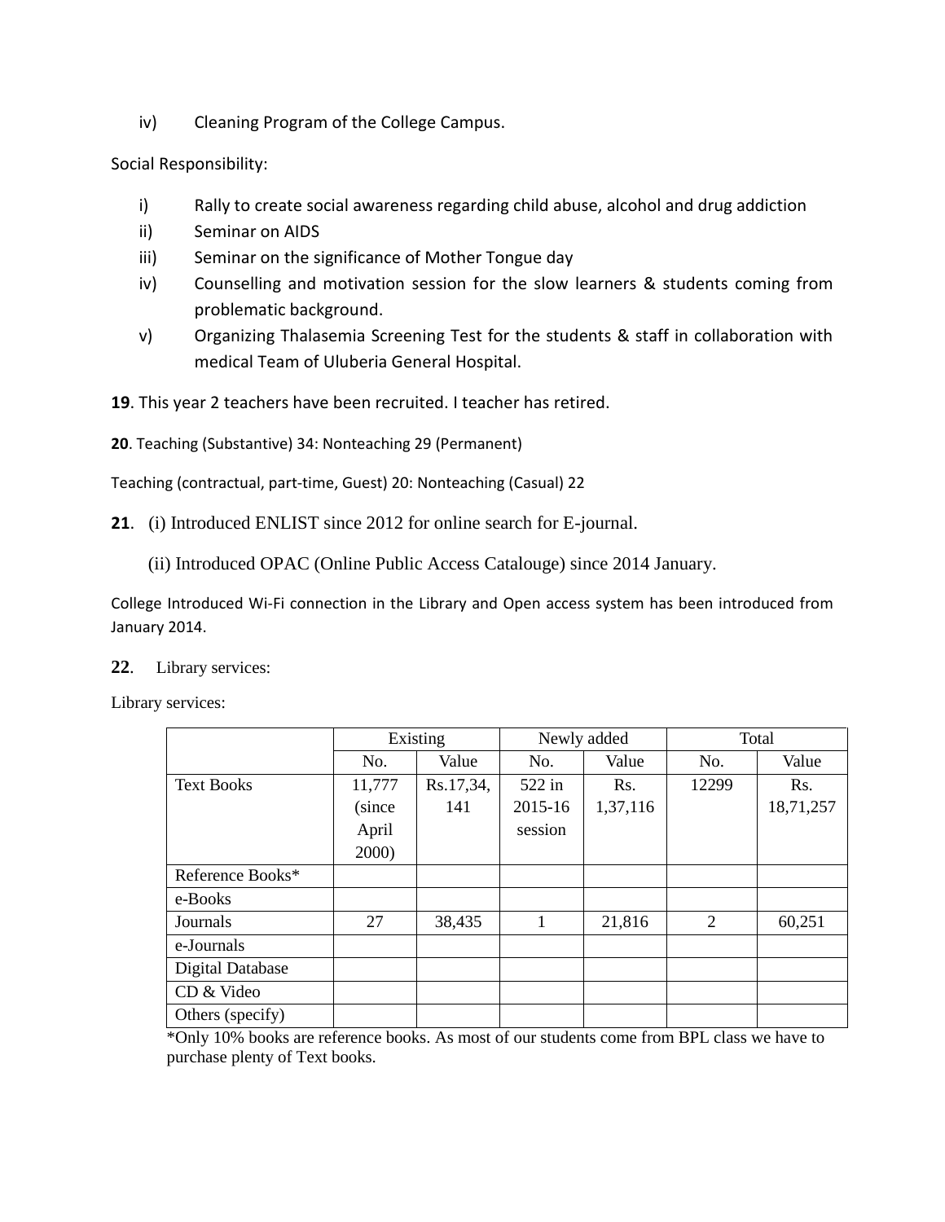iv) Cleaning Program of the College Campus.

Social Responsibility:

i) Rally to create social awareness regarding child abuse, alcohol and drug addiction
ii) Seminar on AIDS
iii) Seminar on the significance of Mother Tongue day
iv) Counselling and motivation session for the slow learners & students coming from problematic background.
v) Organizing Thalasemia Screening Test for the students & staff in collaboration with medical Team of Uluberia General Hospital.

**19**. This year 2 teachers have been recruited. I teacher has retired.

**20**. Teaching (Substantive) 34: Nonteaching 29 (Permanent)

Teaching (contractual, part-time, Guest) 20: Nonteaching (Casual) 22

**21**. (i) Introduced ENLIST since 2012 for online search for E-journal.

(ii) Introduced OPAC (Online Public Access Catalouge) since 2014 January.

College Introduced Wi-Fi connection in the Library and Open access system has been introduced from January 2014.

**22**. Library services:

Library services:

| | Existing | | Newly added | | Total | |
|---|---|---|---|---|---|---|
| | No. | Value | No. | Value | No. | Value |
| Text Books | 11,777 (since April 2000) | Rs.17,34, 141 | 522 in 2015-16 session | Rs. 1,37,116 | 12299 | Rs. 18,71,257 |
| Reference Books* | | | | | | |
| e-Books | | | | | | |
| Journals | 27 | 38,435 | 1 | 21,816 | 2 | 60,251 |
| e-Journals | | | | | | |
| Digital Database | | | | | | |
| CD & Video | | | | | | |
| Others (specify) | | | | | | |

*Only 10% books are reference books. As most of our students come from BPL class we have to purchase plenty of Text books.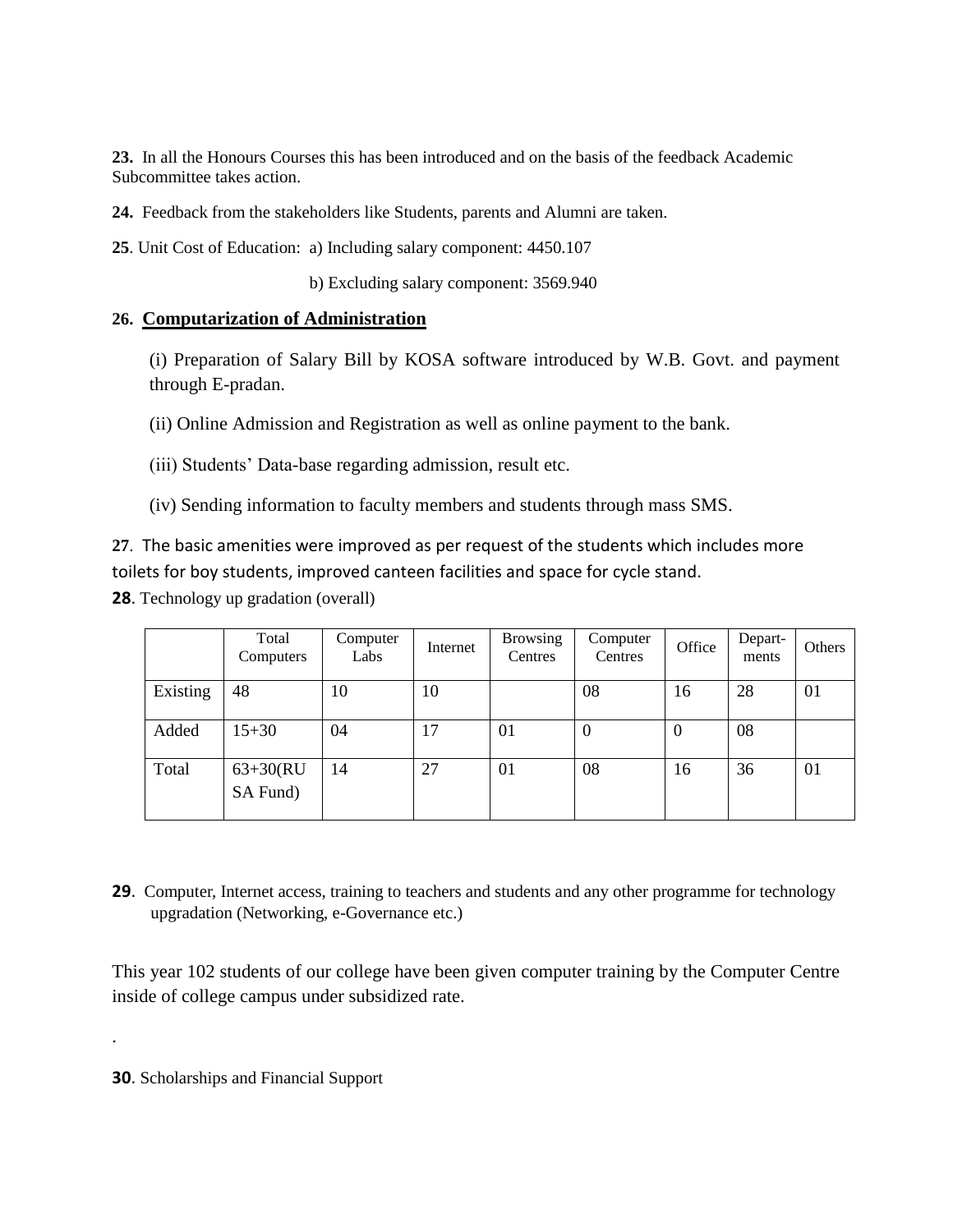**23.** In all the Honours Courses this has been introduced and on the basis of the feedback Academic Subcommittee takes action.

**24.** Feedback from the stakeholders like Students, parents and Alumni are taken.

**25**. Unit Cost of Education: a) Including salary component: 4450.107

b) Excluding salary component: 3569.940

**26. Computarization of Administration**

(i) Preparation of Salary Bill by KOSA software introduced by W.B. Govt. and payment through E-pradan.

(ii) Online Admission and Registration as well as online payment to the bank.

(iii) Students' Data-base regarding admission, result etc.

(iv) Sending information to faculty members and students through mass SMS.

**27**. The basic amenities were improved as per request of the students which includes more toilets for boy students, improved canteen facilities and space for cycle stand.

**28**. Technology up gradation (overall)

| | Total Computers | Computer Labs | Internet | Browsing Centres | Computer Centres | Office | Depart-ments | Others |
|---|---|---|---|---|---|---|---|---|
| Existing | 48 | 10 | 10 | | 08 | 16 | 28 | 01 |
| Added | 15+30 | 04 | 17 | 01 | 0 | 0 | 08 | |
| Total | 63+30(RUSA Fund) | 14 | 27 | 01 | 08 | 16 | 36 | 01 |

**29**. Computer, Internet access, training to teachers and students and any other programme for technology upgradation (Networking, e-Governance etc.)

This year 102 students of our college have been given computer training by the Computer Centre inside of college campus under subsidized rate.

.

**30**. Scholarships and Financial Support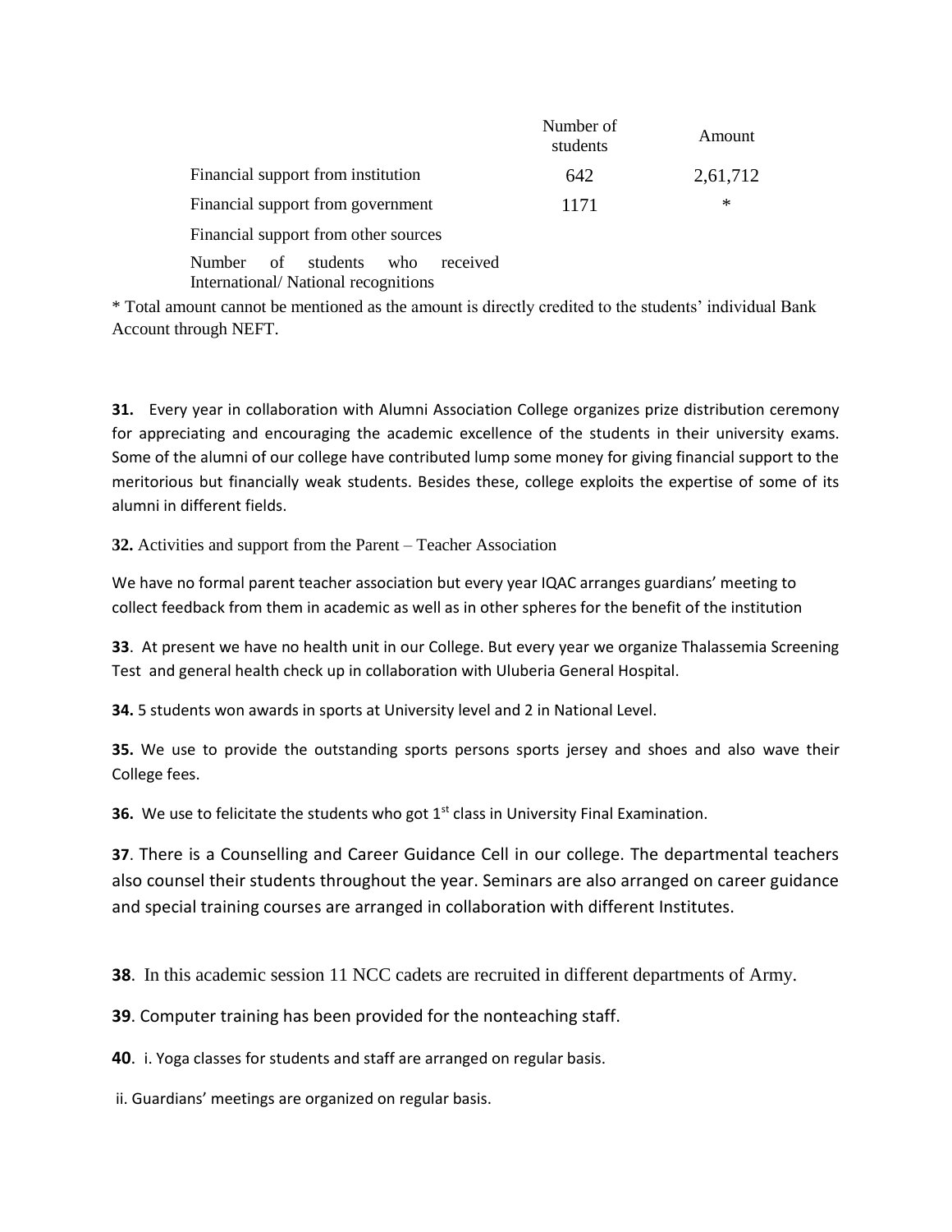| | Number of students | Amount |
|---|---|---|
| Financial support from institution | 642 | 2,61,712 |
| Financial support from government | 1171 | * |
| Financial support from other sources | | |
| Number of students who received International/ National recognitions | | |

* Total amount cannot be mentioned as the amount is directly credited to the students' individual Bank Account through NEFT.

**31.** Every year in collaboration with Alumni Association College organizes prize distribution ceremony for appreciating and encouraging the academic excellence of the students in their university exams. Some of the alumni of our college have contributed lump some money for giving financial support to the meritorious but financially weak students. Besides these, college exploits the expertise of some of its alumni in different fields.

**32.** Activities and support from the Parent – Teacher Association

We have no formal parent teacher association but every year IQAC arranges guardians' meeting to collect feedback from them in academic as well as in other spheres for the benefit of the institution

**33**. At present we have no health unit in our College. But every year we organize Thalassemia Screening Test and general health check up in collaboration with Uluberia General Hospital.

**34.** 5 students won awards in sports at University level and 2 in National Level.

**35.** We use to provide the outstanding sports persons sports jersey and shoes and also wave their College fees.

**36.** We use to felicitate the students who got 1st class in University Final Examination.

**37**. There is a Counselling and Career Guidance Cell in our college. The departmental teachers also counsel their students throughout the year. Seminars are also arranged on career guidance and special training courses are arranged in collaboration with different Institutes.

**38**. In this academic session 11 NCC cadets are recruited in different departments of Army.

**39**. Computer training has been provided for the nonteaching staff.

**40**. i. Yoga classes for students and staff are arranged on regular basis.

ii. Guardians' meetings are organized on regular basis.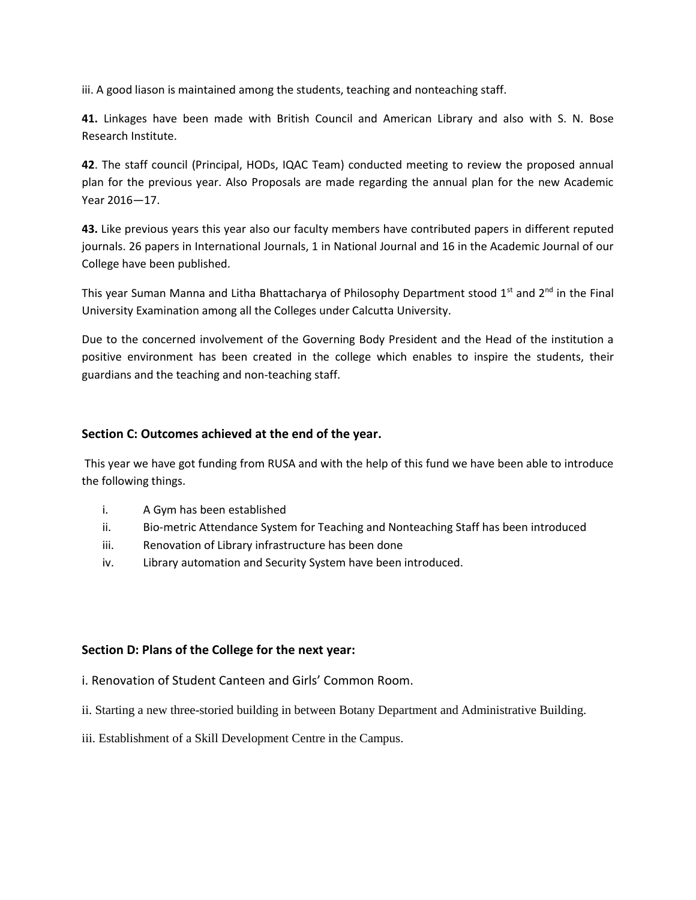iii. A good liason is maintained among the students, teaching and nonteaching staff.

**41.** Linkages have been made with British Council and American Library and also with S. N. Bose Research Institute.

**42**. The staff council (Principal, HODs, IQAC Team) conducted meeting to review the proposed annual plan for the previous year. Also Proposals are made regarding the annual plan for the new Academic Year 2016—17.

**43.** Like previous years this year also our faculty members have contributed papers in different reputed journals. 26 papers in International Journals, 1 in National Journal and 16 in the Academic Journal of our College have been published.

This year Suman Manna and Litha Bhattacharya of Philosophy Department stood 1st and 2nd in the Final University Examination among all the Colleges under Calcutta University.

Due to the concerned involvement of the Governing Body President and the Head of the institution a positive environment has been created in the college which enables to inspire the students, their guardians and the teaching and non-teaching staff.

### Section C: Outcomes achieved at the end of the year.

This year we have got funding from RUSA and with the help of this fund we have been able to introduce the following things.

i. A Gym has been established
ii. Bio-metric Attendance System for Teaching and Nonteaching Staff has been introduced
iii. Renovation of Library infrastructure has been done
iv. Library automation and Security System have been introduced.

### Section D: Plans of the College for the next year:

i. Renovation of Student Canteen and Girls' Common Room.

ii. Starting a new three-storied building in between Botany Department and Administrative Building.

iii. Establishment of a Skill Development Centre in the Campus.